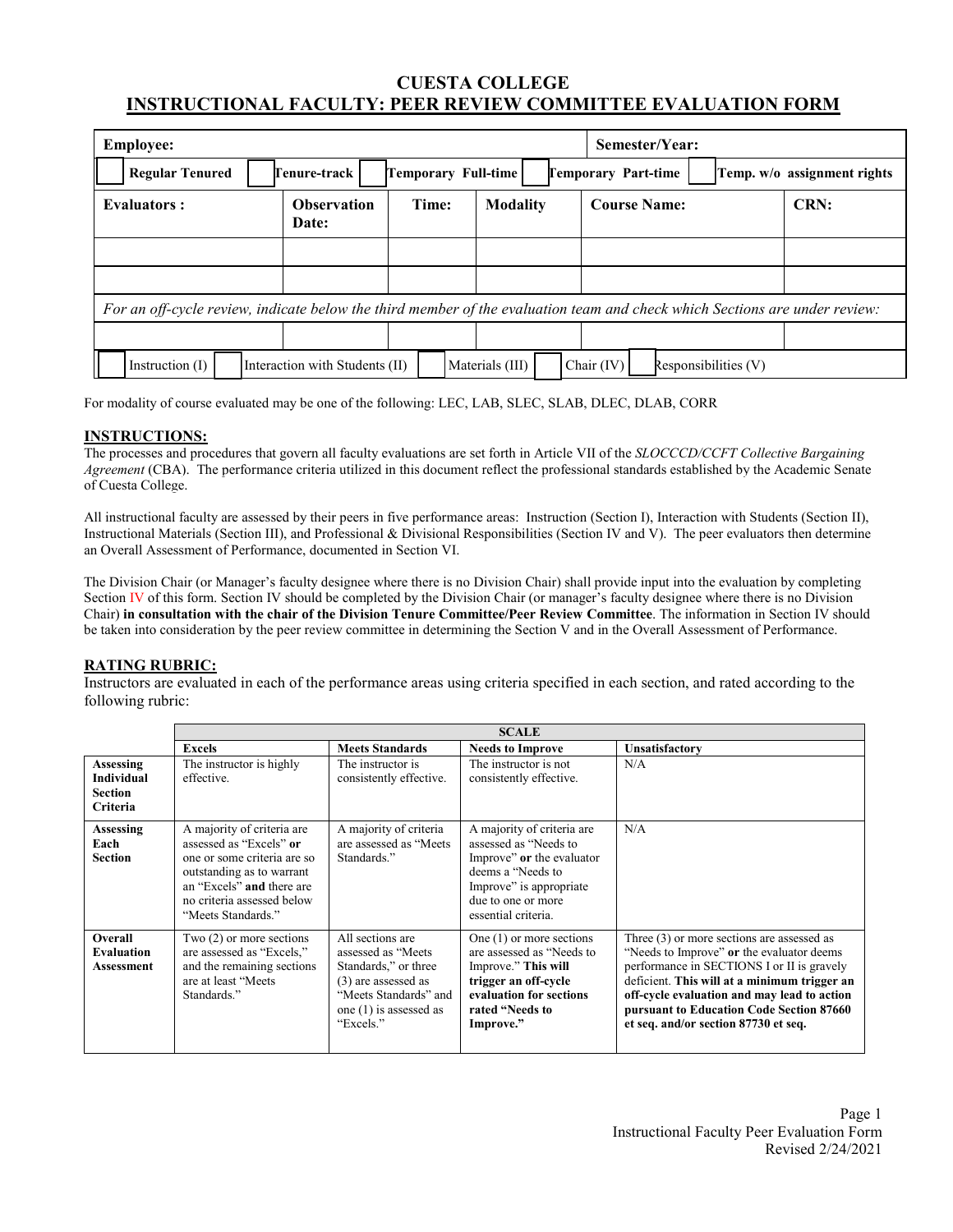# CUESTA COLLEGE

## INSTRUCTIONAL FACULTY: PEER REVIEW COMMITTEE EVALUATION FORM

| **Employee:** | | | | **Semester/Year:** | |
|---|---|---|---|---|---|
| ☐ **Regular Tenured** | ☐ **Tenure-track** | ☐ **Temporary Full-time** | ☐ **Temporary Part-time** | ☐ **Temp. w/o assignment rights** | |
| **Evaluators :** | **Observation Date:** | **Time:** | **Modality** | **Course Name:** | **CRN:** |
| | | | | | |
| | | | | | |
| *For an off-cycle review, indicate below the third member of the evaluation team and check which Sections are under review:* | | | | | |
| | | | | | |
| ☐ Instruction (I) | ☐ Interaction with Students (II) | ☐ Materials (III) | ☐ Chair (IV) | ☐ Responsibilities (V) | |

For modality of course evaluated may be one of the following: LEC, LAB, SLEC, SLAB, DLEC, DLAB, CORR

### INSTRUCTIONS:

The processes and procedures that govern all faculty evaluations are set forth in Article VII of the *SLOCCCD/CCFT Collective Bargaining Agreement* (CBA). The performance criteria utilized in this document reflect the professional standards established by the Academic Senate of Cuesta College.

All instructional faculty are assessed by their peers in five performance areas: Instruction (Section I), Interaction with Students (Section II), Instructional Materials (Section III), and Professional & Divisional Responsibilities (Section IV and V). The peer evaluators then determine an Overall Assessment of Performance, documented in Section VI.

The Division Chair (or Manager's faculty designee where there is no Division Chair) shall provide input into the evaluation by completing Section IV of this form. Section IV should be completed by the Division Chair (or manager's faculty designee where there is no Division Chair) **in consultation with the chair of the Division Tenure Committee/Peer Review Committee**. The information in Section IV should be taken into consideration by the peer review committee in determining the Section V and in the Overall Assessment of Performance.

### RATING RUBRIC:

Instructors are evaluated in each of the performance areas using criteria specified in each section, and rated according to the following rubric:

| | **SCALE** | | | |
|---|---|---|---|---|
| | **Excels** | **Meets Standards** | **Needs to Improve** | **Unsatisfactory** |
| **Assessing Individual Section Criteria** | The instructor is highly effective. | The instructor is consistently effective. | The instructor is not consistently effective. | N/A |
| **Assessing Each Section** | A majority of criteria are assessed as "Excels" **or** one or some criteria are so outstanding as to warrant an "Excels" **and** there are no criteria assessed below "Meets Standards." | A majority of criteria are assessed as "Meets Standards." | A majority of criteria are assessed as "Needs to Improve" **or** the evaluator deems a "Needs to Improve" is appropriate due to one or more essential criteria. | N/A |
| **Overall Evaluation Assessment** | Two (2) or more sections are assessed as "Excels," and the remaining sections are at least "Meets Standards." | All sections are assessed as "Meets Standards," or three (3) are assessed as "Meets Standards" and one (1) is assessed as "Excels." | One (1) or more sections are assessed as "Needs to Improve." **This will trigger an off-cycle evaluation for sections rated "Needs to Improve."** | Three (3) or more sections are assessed as "Needs to Improve" **or** the evaluator deems performance in SECTIONS I or II is gravely deficient. **This will at a minimum trigger an off-cycle evaluation and may lead to action pursuant to Education Code Section 87660 et seq. and/or section 87730 et seq.** |

Instructional Faculty Peer Evaluation Form
Revised 2/24/2021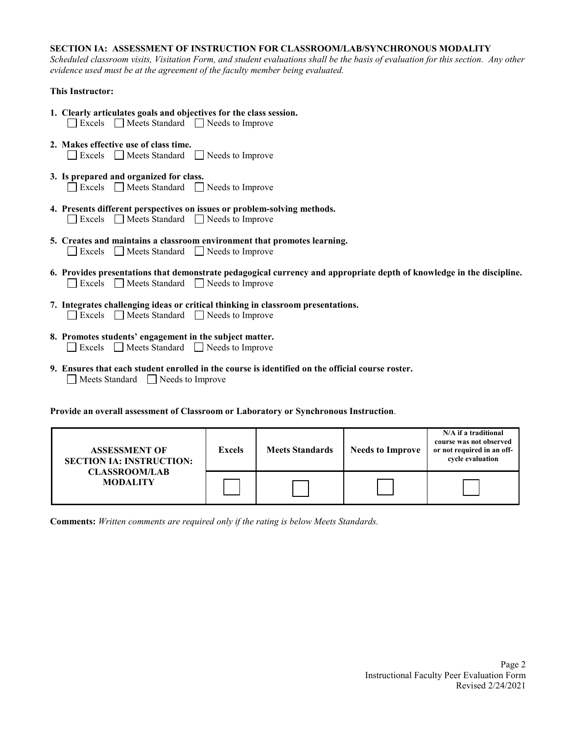**SECTION IA: ASSESSMENT OF INSTRUCTION FOR CLASSROOM/LAB/SYNCHRONOUS MODALITY**

*Scheduled classroom visits, Visitation Form, and student evaluations shall be the basis of evaluation for this section. Any other evidence used must be at the agreement of the faculty member being evaluated.*

**This Instructor:**

1. **Clearly articulates goals and objectives for the class session.**
   ☐ Excels ☐ Meets Standard ☐ Needs to Improve

2. **Makes effective use of class time.**
   ☐ Excels ☐ Meets Standard ☐ Needs to Improve

3. **Is prepared and organized for class.**
   ☐ Excels ☐ Meets Standard ☐ Needs to Improve

4. **Presents different perspectives on issues or problem-solving methods.**
   ☐ Excels ☐ Meets Standard ☐ Needs to Improve

5. **Creates and maintains a classroom environment that promotes learning.**
   ☐ Excels ☐ Meets Standard ☐ Needs to Improve

6. **Provides presentations that demonstrate pedagogical currency and appropriate depth of knowledge in the discipline.**
   ☐ Excels ☐ Meets Standard ☐ Needs to Improve

7. **Integrates challenging ideas or critical thinking in classroom presentations.**
   ☐ Excels ☐ Meets Standard ☐ Needs to Improve

8. **Promotes students' engagement in the subject matter.**
   ☐ Excels ☐ Meets Standard ☐ Needs to Improve

9. **Ensures that each student enrolled in the course is identified on the official course roster.**
   ☐ Meets Standard ☐ Needs to Improve

**Provide an overall assessment of Classroom or Laboratory or Synchronous Instruction**.

| ASSESSMENT OF SECTION IA: INSTRUCTION: CLASSROOM/LAB MODALITY | Excels | Meets Standards | Needs to Improve | N/A if a traditional course was not observed or not required in an off-cycle evaluation |
|---|---|---|---|---|
| | ☐ | ☐ | ☐ | ☐ |

**Comments:** *Written comments are required only if the rating is below Meets Standards.*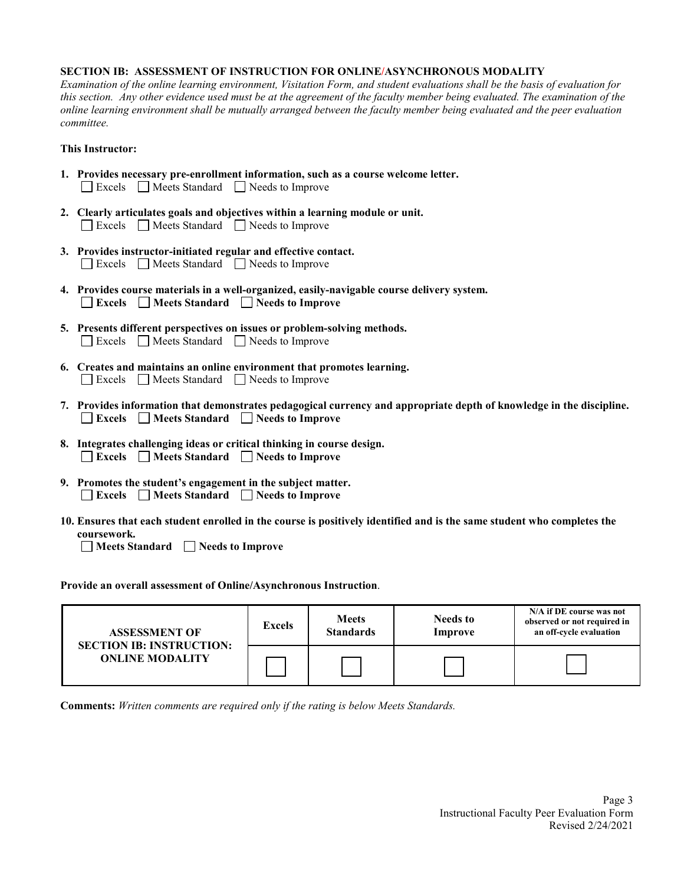**SECTION IB: ASSESSMENT OF INSTRUCTION FOR ONLINE/ASYNCHRONOUS MODALITY**

*Examination of the online learning environment, Visitation Form, and student evaluations shall be the basis of evaluation for this section. Any other evidence used must be at the agreement of the faculty member being evaluated. The examination of the online learning environment shall be mutually arranged between the faculty member being evaluated and the peer evaluation committee.*

**This Instructor:**

1. **Provides necessary pre-enrollment information, such as a course welcome letter.**
   ☐ Excels ☐ Meets Standard ☐ Needs to Improve

2. **Clearly articulates goals and objectives within a learning module or unit.**
   ☐ Excels ☐ Meets Standard ☐ Needs to Improve

3. **Provides instructor-initiated regular and effective contact.**
   ☐ Excels ☐ Meets Standard ☐ Needs to Improve

4. **Provides course materials in a well-organized, easily-navigable course delivery system.**
   ☐ **Excels** ☐ **Meets Standard** ☐ **Needs to Improve**

5. **Presents different perspectives on issues or problem-solving methods.**
   ☐ Excels ☐ Meets Standard ☐ Needs to Improve

6. **Creates and maintains an online environment that promotes learning.**
   ☐ Excels ☐ Meets Standard ☐ Needs to Improve

7. **Provides information that demonstrates pedagogical currency and appropriate depth of knowledge in the discipline.**
   ☐ **Excels** ☐ **Meets Standard** ☐ **Needs to Improve**

8. **Integrates challenging ideas or critical thinking in course design.**
   ☐ **Excels** ☐ **Meets Standard** ☐ **Needs to Improve**

9. **Promotes the student's engagement in the subject matter.**
   ☐ **Excels** ☐ **Meets Standard** ☐ **Needs to Improve**

10. **Ensures that each student enrolled in the course is positively identified and is the same student who completes the coursework.**
    ☐ **Meets Standard** ☐ **Needs to Improve**

**Provide an overall assessment of Online/Asynchronous Instruction**.

| **ASSESSMENT OF SECTION IB: INSTRUCTION: ONLINE MODALITY** | **Excels** | **Meets Standards** | **Needs to Improve** | **N/A if DE course was not observed or not required in an off-cycle evaluation** |
|---|---|---|---|---|
| | ☐ | ☐ | ☐ | ☐ |

**Comments:** *Written comments are required only if the rating is below Meets Standards.*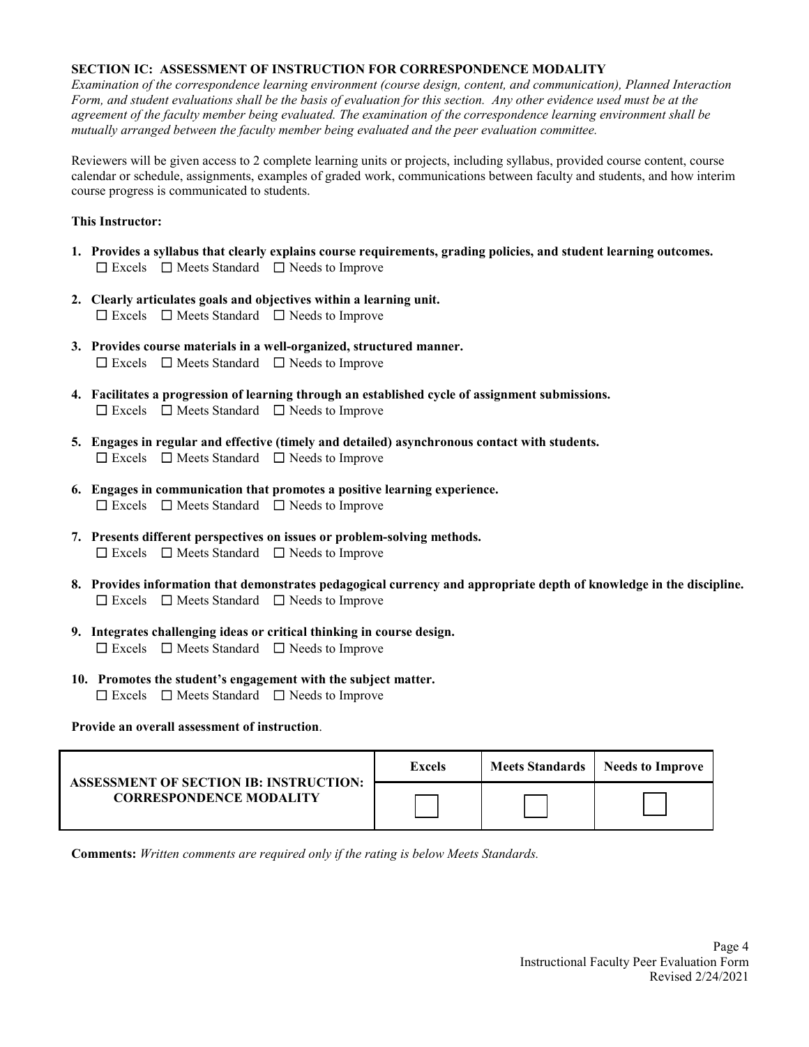**SECTION IC: ASSESSMENT OF INSTRUCTION FOR CORRESPONDENCE MODALITY**

*Examination of the correspondence learning environment (course design, content, and communication), Planned Interaction Form, and student evaluations shall be the basis of evaluation for this section. Any other evidence used must be at the agreement of the faculty member being evaluated. The examination of the correspondence learning environment shall be mutually arranged between the faculty member being evaluated and the peer evaluation committee.*

Reviewers will be given access to 2 complete learning units or projects, including syllabus, provided course content, course calendar or schedule, assignments, examples of graded work, communications between faculty and students, and how interim course progress is communicated to students.

**This Instructor:**

1. **Provides a syllabus that clearly explains course requirements, grading policies, and student learning outcomes.**
   ☐ Excels ☐ Meets Standard ☐ Needs to Improve
2. **Clearly articulates goals and objectives within a learning unit.**
   ☐ Excels ☐ Meets Standard ☐ Needs to Improve
3. **Provides course materials in a well-organized, structured manner.**
   ☐ Excels ☐ Meets Standard ☐ Needs to Improve
4. **Facilitates a progression of learning through an established cycle of assignment submissions.**
   ☐ Excels ☐ Meets Standard ☐ Needs to Improve
5. **Engages in regular and effective (timely and detailed) asynchronous contact with students.**
   ☐ Excels ☐ Meets Standard ☐ Needs to Improve
6. **Engages in communication that promotes a positive learning experience.**
   ☐ Excels ☐ Meets Standard ☐ Needs to Improve
7. **Presents different perspectives on issues or problem-solving methods.**
   ☐ Excels ☐ Meets Standard ☐ Needs to Improve
8. **Provides information that demonstrates pedagogical currency and appropriate depth of knowledge in the discipline.**
   ☐ Excels ☐ Meets Standard ☐ Needs to Improve
9. **Integrates challenging ideas or critical thinking in course design.**
   ☐ Excels ☐ Meets Standard ☐ Needs to Improve
10. **Promotes the student's engagement with the subject matter.**
    ☐ Excels ☐ Meets Standard ☐ Needs to Improve

**Provide an overall assessment of instruction**.

| **ASSESSMENT OF SECTION IB: INSTRUCTION: CORRESPONDENCE MODALITY** | **Excels** | **Meets Standards** | **Needs to Improve** |
|---|---|---|---|
| | ☐ | ☐ | ☐ |

**Comments:** *Written comments are required only if the rating is below Meets Standards.*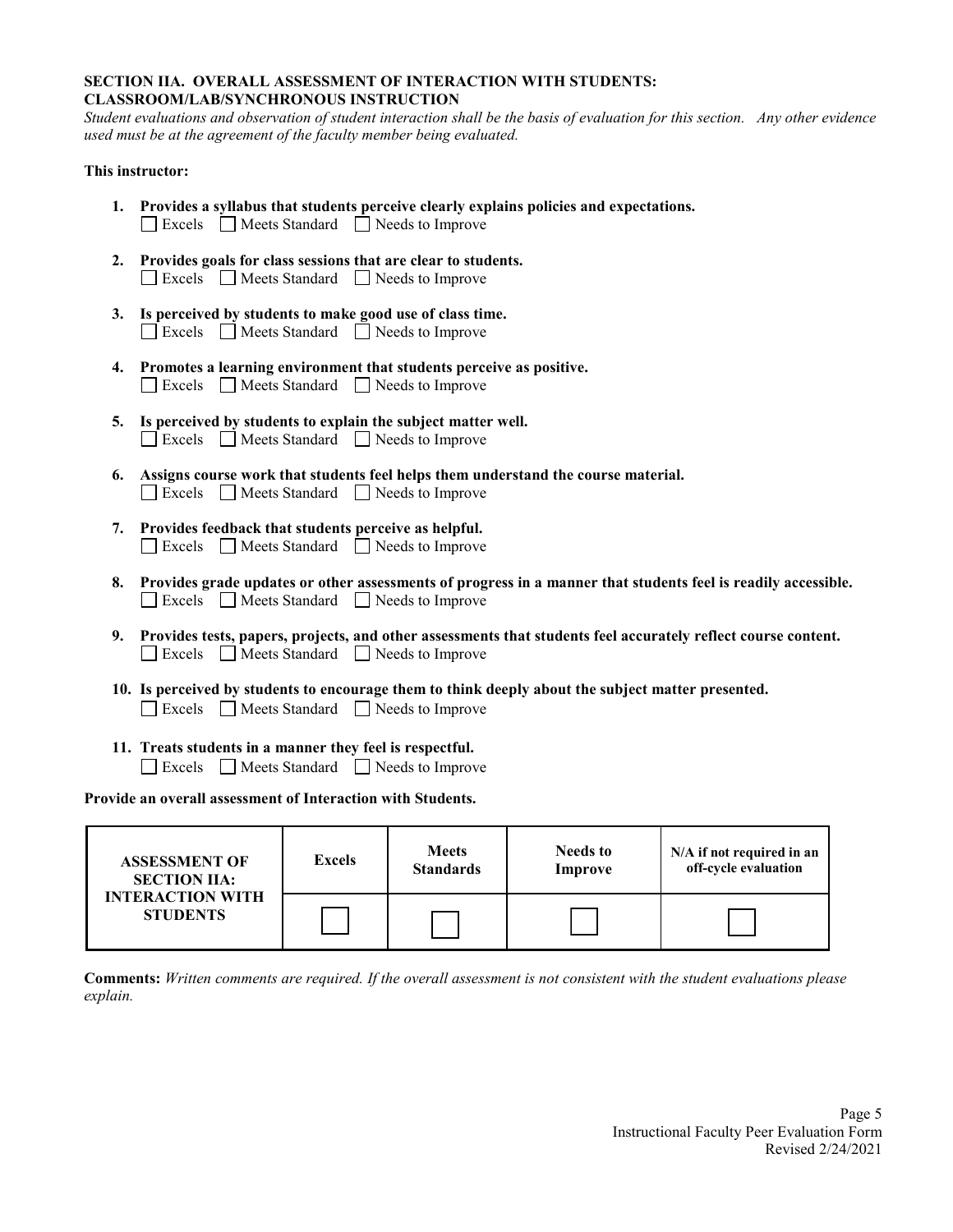**SECTION IIA. OVERALL ASSESSMENT OF INTERACTION WITH STUDENTS: CLASSROOM/LAB/SYNCHRONOUS INSTRUCTION**

*Student evaluations and observation of student interaction shall be the basis of evaluation for this section. Any other evidence used must be at the agreement of the faculty member being evaluated.*

**This instructor:**

1. **Provides a syllabus that students perceive clearly explains policies and expectations.**
   ☐ Excels ☐ Meets Standard ☐ Needs to Improve

2. **Provides goals for class sessions that are clear to students.**
   ☐ Excels ☐ Meets Standard ☐ Needs to Improve

3. **Is perceived by students to make good use of class time.**
   ☐ Excels ☐ Meets Standard ☐ Needs to Improve

4. **Promotes a learning environment that students perceive as positive.**
   ☐ Excels ☐ Meets Standard ☐ Needs to Improve

5. **Is perceived by students to explain the subject matter well.**
   ☐ Excels ☐ Meets Standard ☐ Needs to Improve

6. **Assigns course work that students feel helps them understand the course material.**
   ☐ Excels ☐ Meets Standard ☐ Needs to Improve

7. **Provides feedback that students perceive as helpful.**
   ☐ Excels ☐ Meets Standard ☐ Needs to Improve

8. **Provides grade updates or other assessments of progress in a manner that students feel is readily accessible.**
   ☐ Excels ☐ Meets Standard ☐ Needs to Improve

9. **Provides tests, papers, projects, and other assessments that students feel accurately reflect course content.**
   ☐ Excels ☐ Meets Standard ☐ Needs to Improve

10. **Is perceived by students to encourage them to think deeply about the subject matter presented.**
    ☐ Excels ☐ Meets Standard ☐ Needs to Improve

11. **Treats students in a manner they feel is respectful.**
    ☐ Excels ☐ Meets Standard ☐ Needs to Improve

**Provide an overall assessment of Interaction with Students.**

| ASSESSMENT OF SECTION IIA: INTERACTION WITH STUDENTS | Excels | Meets Standards | Needs to Improve | N/A if not required in an off-cycle evaluation |
|---|---|---|---|---|
| | ☐ | ☐ | ☐ | ☐ |

**Comments:** *Written comments are required. If the overall assessment is not consistent with the student evaluations please explain.*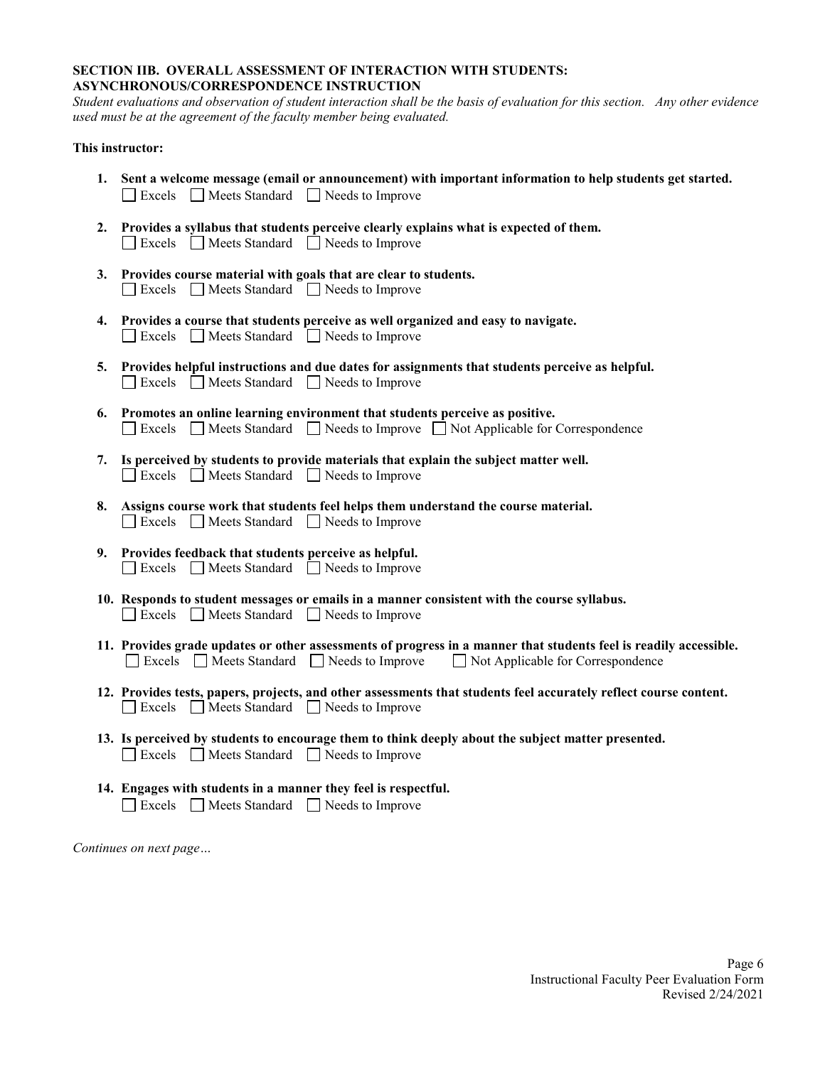**SECTION IIB. OVERALL ASSESSMENT OF INTERACTION WITH STUDENTS: ASYNCHRONOUS/CORRESPONDENCE INSTRUCTION**

*Student evaluations and observation of student interaction shall be the basis of evaluation for this section. Any other evidence used must be at the agreement of the faculty member being evaluated.*

**This instructor:**

1. **Sent a welcome message (email or announcement) with important information to help students get started.**
   ☐ Excels ☐ Meets Standard ☐ Needs to Improve

2. **Provides a syllabus that students perceive clearly explains what is expected of them.**
   ☐ Excels ☐ Meets Standard ☐ Needs to Improve

3. **Provides course material with goals that are clear to students.**
   ☐ Excels ☐ Meets Standard ☐ Needs to Improve

4. **Provides a course that students perceive as well organized and easy to navigate.**
   ☐ Excels ☐ Meets Standard ☐ Needs to Improve

5. **Provides helpful instructions and due dates for assignments that students perceive as helpful.**
   ☐ Excels ☐ Meets Standard ☐ Needs to Improve

6. **Promotes an online learning environment that students perceive as positive.**
   ☐ Excels ☐ Meets Standard ☐ Needs to Improve ☐ Not Applicable for Correspondence

7. **Is perceived by students to provide materials that explain the subject matter well.**
   ☐ Excels ☐ Meets Standard ☐ Needs to Improve

8. **Assigns course work that students feel helps them understand the course material.**
   ☐ Excels ☐ Meets Standard ☐ Needs to Improve

9. **Provides feedback that students perceive as helpful.**
   ☐ Excels ☐ Meets Standard ☐ Needs to Improve

10. **Responds to student messages or emails in a manner consistent with the course syllabus.**
    ☐ Excels ☐ Meets Standard ☐ Needs to Improve

11. **Provides grade updates or other assessments of progress in a manner that students feel is readily accessible.**
    ☐ Excels ☐ Meets Standard ☐ Needs to Improve ☐ Not Applicable for Correspondence

12. **Provides tests, papers, projects, and other assessments that students feel accurately reflect course content.**
    ☐ Excels ☐ Meets Standard ☐ Needs to Improve

13. **Is perceived by students to encourage them to think deeply about the subject matter presented.**
    ☐ Excels ☐ Meets Standard ☐ Needs to Improve

14. **Engages with students in a manner they feel is respectful.**
    ☐ Excels ☐ Meets Standard ☐ Needs to Improve

*Continues on next page…*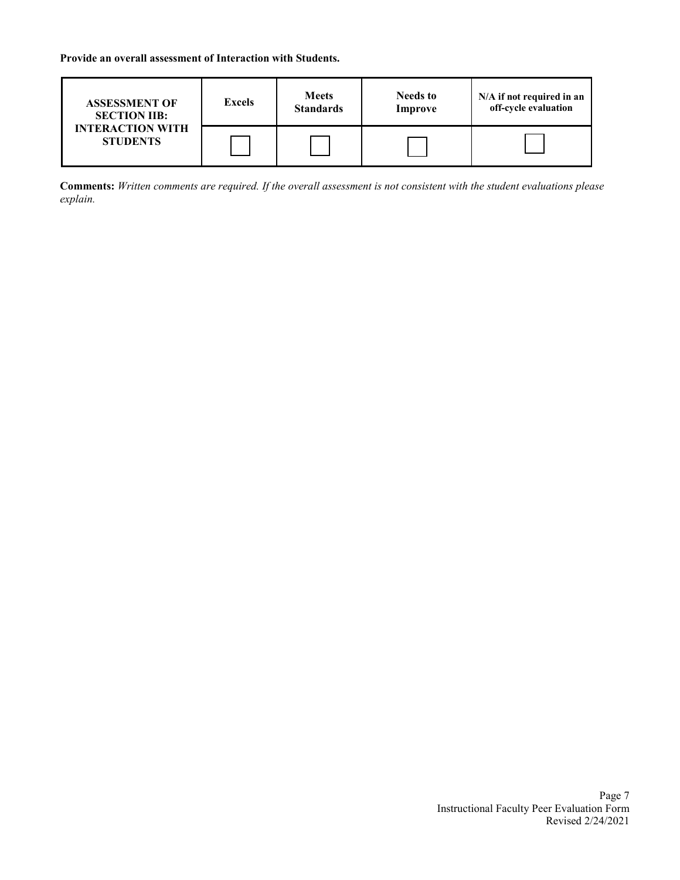**Provide an overall assessment of Interaction with Students.**

| ASSESSMENT OF SECTION IIB: INTERACTION WITH STUDENTS | Excels | Meets Standards | Needs to Improve | N/A if not required in an off-cycle evaluation |
|---|---|---|---|---|
| | ☐ | ☐ | ☐ | ☐ |

**Comments:** *Written comments are required. If the overall assessment is not consistent with the student evaluations please explain.*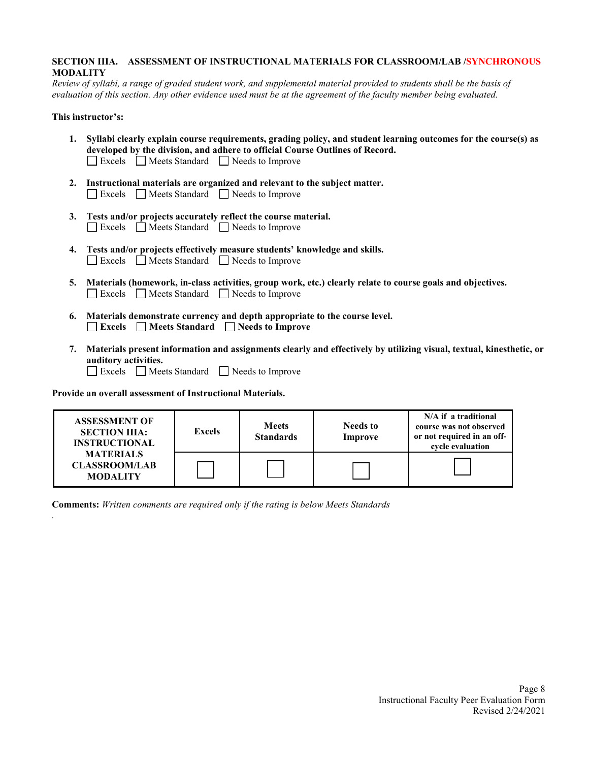**SECTION IIIA. ASSESSMENT OF INSTRUCTIONAL MATERIALS FOR CLASSROOM/LAB /SYNCHRONOUS MODALITY**

*Review of syllabi, a range of graded student work, and supplemental material provided to students shall be the basis of evaluation of this section. Any other evidence used must be at the agreement of the faculty member being evaluated.*

**This instructor's:**

1. **Syllabi clearly explain course requirements, grading policy, and student learning outcomes for the course(s) as developed by the division, and adhere to official Course Outlines of Record.**
   ☐ Excels ☐ Meets Standard ☐ Needs to Improve

2. **Instructional materials are organized and relevant to the subject matter.**
   ☐ Excels ☐ Meets Standard ☐ Needs to Improve

3. **Tests and/or projects accurately reflect the course material.**
   ☐ Excels ☐ Meets Standard ☐ Needs to Improve

4. **Tests and/or projects effectively measure students' knowledge and skills.**
   ☐ Excels ☐ Meets Standard ☐ Needs to Improve

5. **Materials (homework, in-class activities, group work, etc.) clearly relate to course goals and objectives.**
   ☐ Excels ☐ Meets Standard ☐ Needs to Improve

6. **Materials demonstrate currency and depth appropriate to the course level.**
   ☐ **Excels** ☐ **Meets Standard** ☐ **Needs to Improve**

7. **Materials present information and assignments clearly and effectively by utilizing visual, textual, kinesthetic, or auditory activities.**
   ☐ Excels ☐ Meets Standard ☐ Needs to Improve

**Provide an overall assessment of Instructional Materials.**

| ASSESSMENT OF SECTION IIIA: INSTRUCTIONAL MATERIALS CLASSROOM/LAB MODALITY | Excels | Meets Standards | Needs to Improve | N/A if a traditional course was not observed or not required in an off-cycle evaluation |
|---|---|---|---|---|
| | ☐ | ☐ | ☐ | ☐ |

**Comments:** *Written comments are required only if the rating is below Meets Standards*

.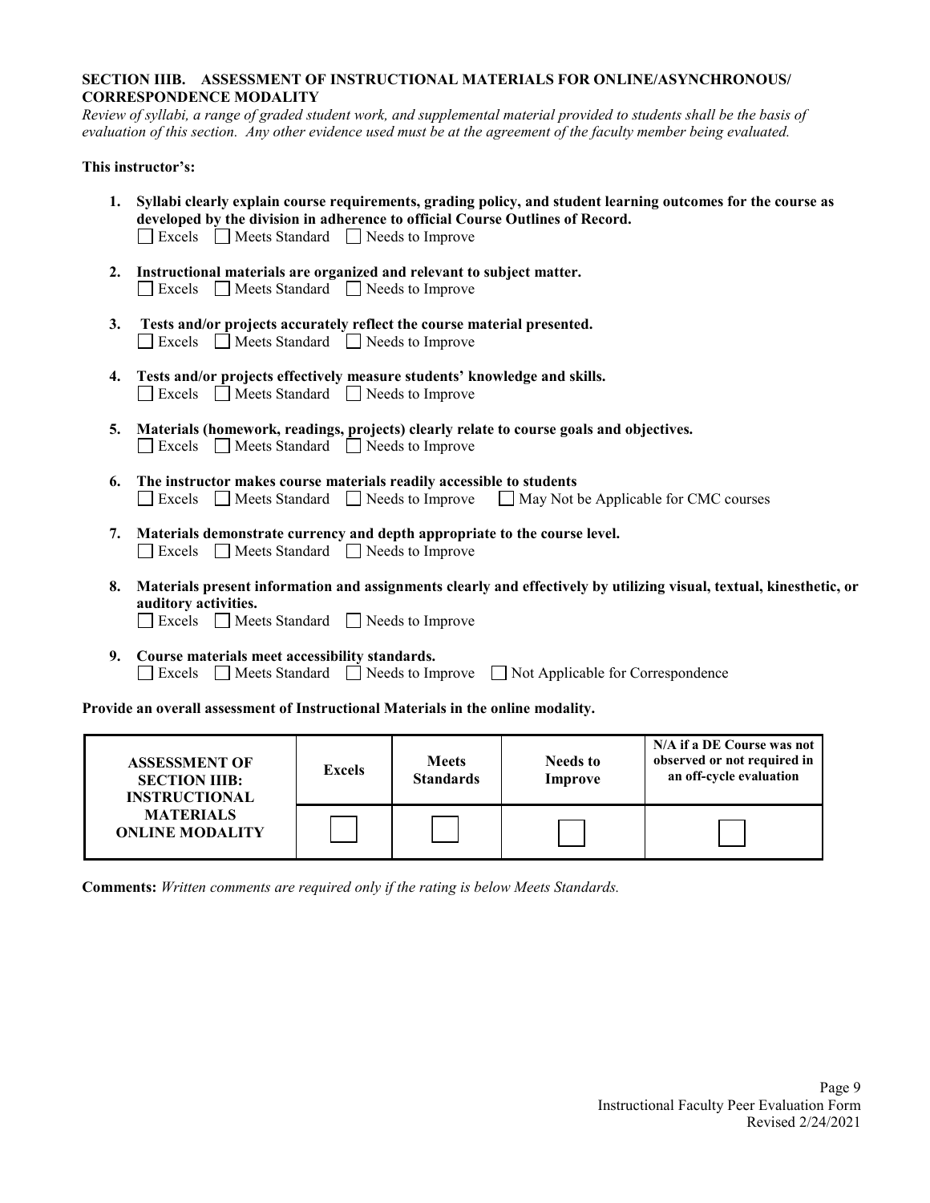## SECTION IIIB. ASSESSMENT OF INSTRUCTIONAL MATERIALS FOR ONLINE/ASYNCHRONOUS/ CORRESPONDENCE MODALITY

*Review of syllabi, a range of graded student work, and supplemental material provided to students shall be the basis of evaluation of this section. Any other evidence used must be at the agreement of the faculty member being evaluated.*

**This instructor's:**

1. **Syllabi clearly explain course requirements, grading policy, and student learning outcomes for the course as developed by the division in adherence to official Course Outlines of Record.**
   ☐ Excels ☐ Meets Standard ☐ Needs to Improve

2. **Instructional materials are organized and relevant to subject matter.**
   ☐ Excels ☐ Meets Standard ☐ Needs to Improve

3. **Tests and/or projects accurately reflect the course material presented.**
   ☐ Excels ☐ Meets Standard ☐ Needs to Improve

4. **Tests and/or projects effectively measure students' knowledge and skills.**
   ☐ Excels ☐ Meets Standard ☐ Needs to Improve

5. **Materials (homework, readings, projects) clearly relate to course goals and objectives.**
   ☐ Excels ☐ Meets Standard ☐ Needs to Improve

6. **The instructor makes course materials readily accessible to students**
   ☐ Excels ☐ Meets Standard ☐ Needs to Improve ☐ May Not be Applicable for CMC courses

7. **Materials demonstrate currency and depth appropriate to the course level.**
   ☐ Excels ☐ Meets Standard ☐ Needs to Improve

8. **Materials present information and assignments clearly and effectively by utilizing visual, textual, kinesthetic, or auditory activities.**
   ☐ Excels ☐ Meets Standard ☐ Needs to Improve

9. **Course materials meet accessibility standards.**
   ☐ Excels ☐ Meets Standard ☐ Needs to Improve ☐ Not Applicable for Correspondence

**Provide an overall assessment of Instructional Materials in the online modality.**

| ASSESSMENT OF SECTION IIIB: INSTRUCTIONAL MATERIALS ONLINE MODALITY | Excels | Meets Standards | Needs to Improve | N/A if a DE Course was not observed or not required in an off-cycle evaluation |
|---|---|---|---|---|
| | ☐ | ☐ | ☐ | ☐ |

**Comments:** *Written comments are required only if the rating is below Meets Standards.*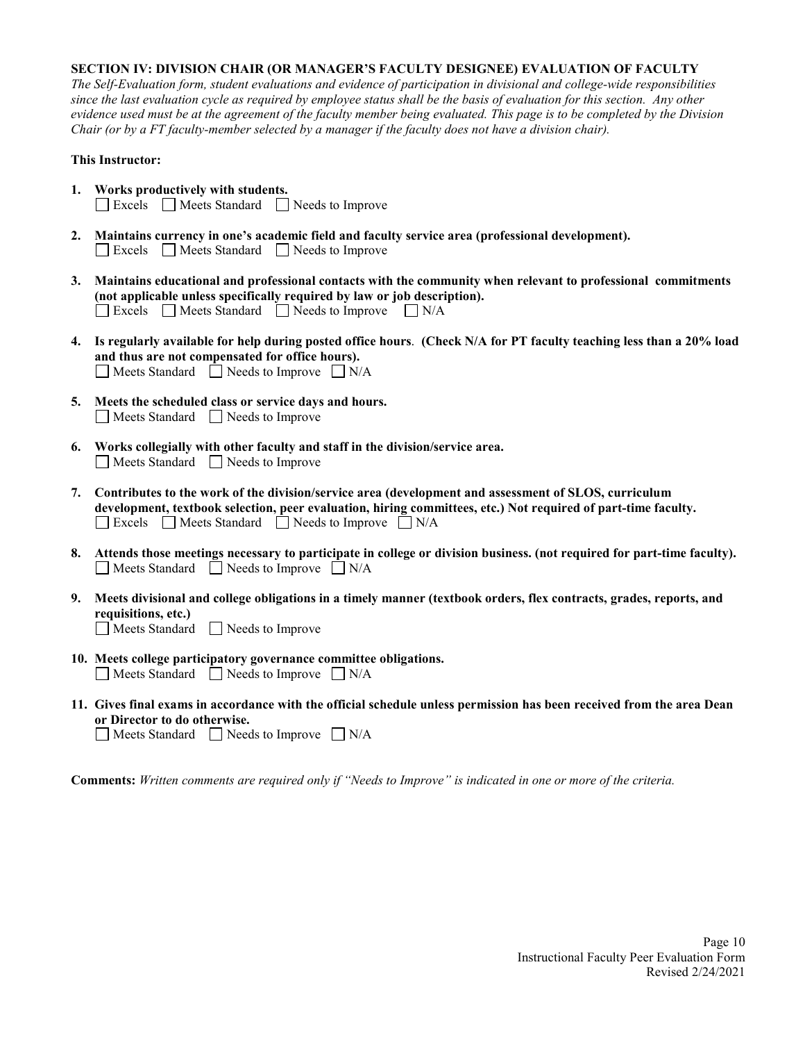**SECTION IV: DIVISION CHAIR (OR MANAGER'S FACULTY DESIGNEE) EVALUATION OF FACULTY**

*The Self-Evaluation form, student evaluations and evidence of participation in divisional and college-wide responsibilities since the last evaluation cycle as required by employee status shall be the basis of evaluation for this section. Any other evidence used must be at the agreement of the faculty member being evaluated. This page is to be completed by the Division Chair (or by a FT faculty-member selected by a manager if the faculty does not have a division chair).*

**This Instructor:**

1. **Works productively with students.**
   ☐ Excels ☐ Meets Standard ☐ Needs to Improve

2. **Maintains currency in one's academic field and faculty service area (professional development).**
   ☐ Excels ☐ Meets Standard ☐ Needs to Improve

3. **Maintains educational and professional contacts with the community when relevant to professional commitments (not applicable unless specifically required by law or job description).**
   ☐ Excels ☐ Meets Standard ☐ Needs to Improve ☐ N/A

4. **Is regularly available for help during posted office hours**. **(Check N/A for PT faculty teaching less than a 20% load and thus are not compensated for office hours).**
   ☐ Meets Standard ☐ Needs to Improve ☐ N/A

5. **Meets the scheduled class or service days and hours.**
   ☐ Meets Standard ☐ Needs to Improve

6. **Works collegially with other faculty and staff in the division/service area.**
   ☐ Meets Standard ☐ Needs to Improve

7. **Contributes to the work of the division/service area (development and assessment of SLOS, curriculum development, textbook selection, peer evaluation, hiring committees, etc.) Not required of part-time faculty.**
   ☐ Excels ☐ Meets Standard ☐ Needs to Improve ☐ N/A

8. **Attends those meetings necessary to participate in college or division business. (not required for part-time faculty).**
   ☐ Meets Standard ☐ Needs to Improve ☐ N/A

9. **Meets divisional and college obligations in a timely manner (textbook orders, flex contracts, grades, reports, and requisitions, etc.)**
   ☐ Meets Standard ☐ Needs to Improve

10. **Meets college participatory governance committee obligations.**
    ☐ Meets Standard ☐ Needs to Improve ☐ N/A

11. **Gives final exams in accordance with the official schedule unless permission has been received from the area Dean or Director to do otherwise.**
    ☐ Meets Standard ☐ Needs to Improve ☐ N/A

**Comments:** *Written comments are required only if "Needs to Improve" is indicated in one or more of the criteria.*

Instructional Faculty Peer Evaluation Form
Revised 2/24/2021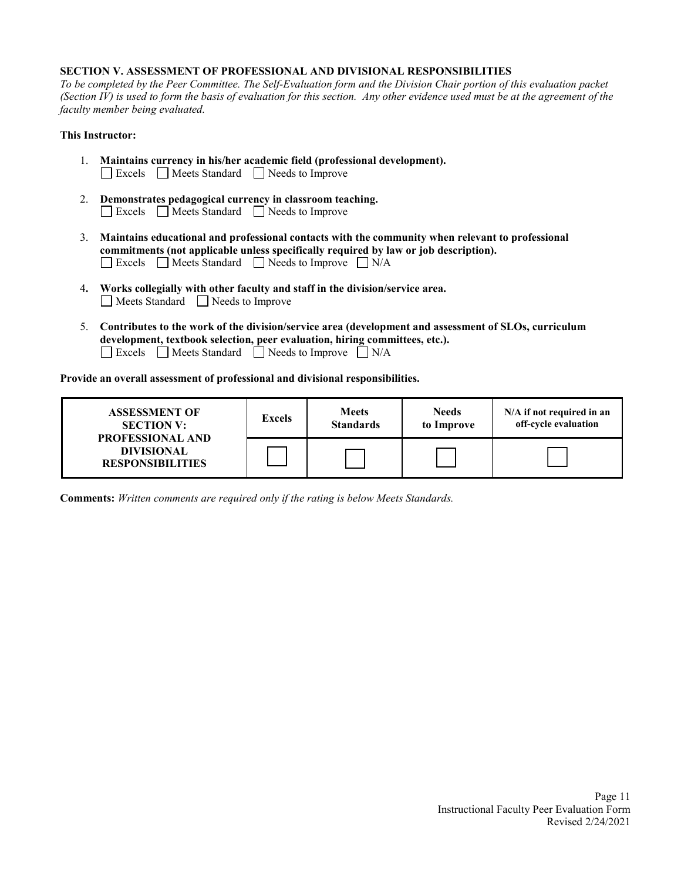**SECTION V. ASSESSMENT OF PROFESSIONAL AND DIVISIONAL RESPONSIBILITIES**

*To be completed by the Peer Committee. The Self-Evaluation form and the Division Chair portion of this evaluation packet (Section IV) is used to form the basis of evaluation for this section. Any other evidence used must be at the agreement of the faculty member being evaluated.*

**This Instructor:**

1. **Maintains currency in his/her academic field (professional development).**
   ☐ Excels ☐ Meets Standard ☐ Needs to Improve

2. **Demonstrates pedagogical currency in classroom teaching.**
   ☐ Excels ☐ Meets Standard ☐ Needs to Improve

3. **Maintains educational and professional contacts with the community when relevant to professional commitments (not applicable unless specifically required by law or job description).**
   ☐ Excels ☐ Meets Standard ☐ Needs to Improve ☐ N/A

4. **Works collegially with other faculty and staff in the division/service area.**
   ☐ Meets Standard ☐ Needs to Improve

5. **Contributes to the work of the division/service area (development and assessment of SLOs, curriculum development, textbook selection, peer evaluation, hiring committees, etc.).**
   ☐ Excels ☐ Meets Standard ☐ Needs to Improve ☐ N/A

**Provide an overall assessment of professional and divisional responsibilities.**

| ASSESSMENT OF SECTION V: PROFESSIONAL AND DIVISIONAL RESPONSIBILITIES | Excels | Meets Standards | Needs to Improve | N/A if not required in an off-cycle evaluation |
|---|---|---|---|---|
| | ☐ | ☐ | ☐ | ☐ |

**Comments:** *Written comments are required only if the rating is below Meets Standards.*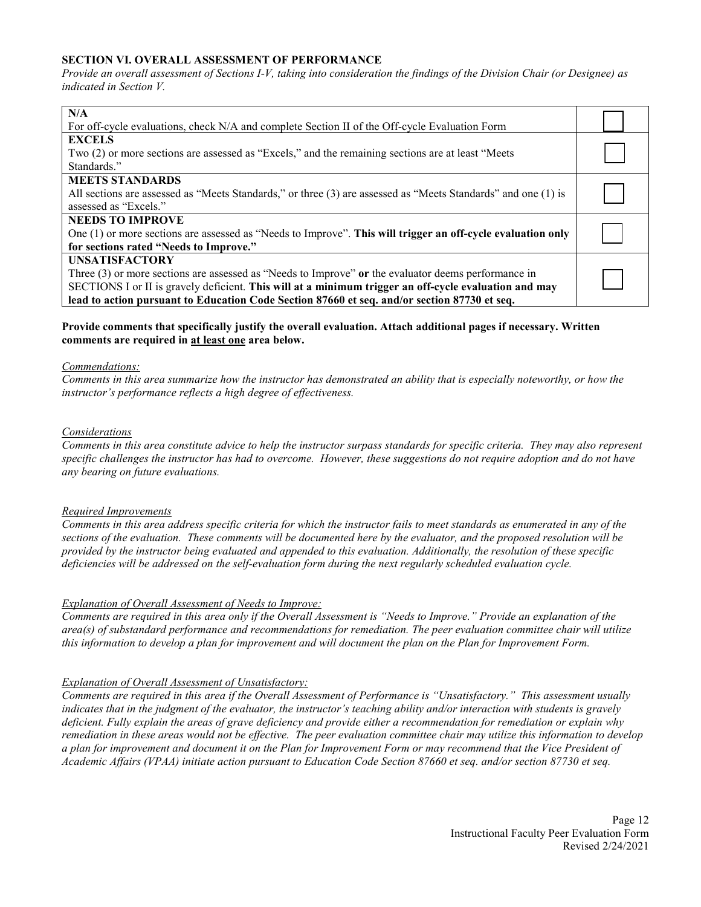## SECTION VI. OVERALL ASSESSMENT OF PERFORMANCE

*Provide an overall assessment of Sections I-V, taking into consideration the findings of the Division Chair (or Designee) as indicated in Section V.*

| Rating | |
|---|---|
| **N/A**<br>For off-cycle evaluations, check N/A and complete Section II of the Off-cycle Evaluation Form | ☐ |
| **EXCELS**<br>Two (2) or more sections are assessed as "Excels," and the remaining sections are at least "Meets Standards." | ☐ |
| **MEETS STANDARDS**<br>All sections are assessed as "Meets Standards," or three (3) are assessed as "Meets Standards" and one (1) is assessed as "Excels." | ☐ |
| **NEEDS TO IMPROVE**<br>One (1) or more sections are assessed as "Needs to Improve". **This will trigger an off-cycle evaluation only for sections rated "Needs to Improve."** | ☐ |
| **UNSATISFACTORY**<br>Three (3) or more sections are assessed as "Needs to Improve" **or** the evaluator deems performance in SECTIONS I or II is gravely deficient. **This will at a minimum trigger an off-cycle evaluation and may lead to action pursuant to Education Code Section 87660 et seq. and/or section 87730 et seq.** | ☐ |

**Provide comments that specifically justify the overall evaluation. Attach additional pages if necessary. Written comments are required in <u>at least one</u> area below.**

*<u>Commendations:</u>*

*Comments in this area summarize how the instructor has demonstrated an ability that is especially noteworthy, or how the instructor's performance reflects a high degree of effectiveness.*

*<u>Considerations</u>*

*Comments in this area constitute advice to help the instructor surpass standards for specific criteria. They may also represent specific challenges the instructor has had to overcome. However, these suggestions do not require adoption and do not have any bearing on future evaluations.*

*<u>Required Improvements</u>*

*Comments in this area address specific criteria for which the instructor fails to meet standards as enumerated in any of the sections of the evaluation. These comments will be documented here by the evaluator, and the proposed resolution will be provided by the instructor being evaluated and appended to this evaluation. Additionally, the resolution of these specific deficiencies will be addressed on the self-evaluation form during the next regularly scheduled evaluation cycle.*

*<u>Explanation of Overall Assessment of Needs to Improve:</u>*

*Comments are required in this area only if the Overall Assessment is "Needs to Improve." Provide an explanation of the area(s) of substandard performance and recommendations for remediation. The peer evaluation committee chair will utilize this information to develop a plan for improvement and will document the plan on the Plan for Improvement Form.*

*<u>Explanation of Overall Assessment of Unsatisfactory:</u>*

*Comments are required in this area if the Overall Assessment of Performance is "Unsatisfactory." This assessment usually indicates that in the judgment of the evaluator, the instructor's teaching ability and/or interaction with students is gravely deficient. Fully explain the areas of grave deficiency and provide either a recommendation for remediation or explain why remediation in these areas would not be effective. The peer evaluation committee chair may utilize this information to develop a plan for improvement and document it on the Plan for Improvement Form or may recommend that the Vice President of Academic Affairs (VPAA) initiate action pursuant to Education Code Section 87660 et seq. and/or section 87730 et seq.*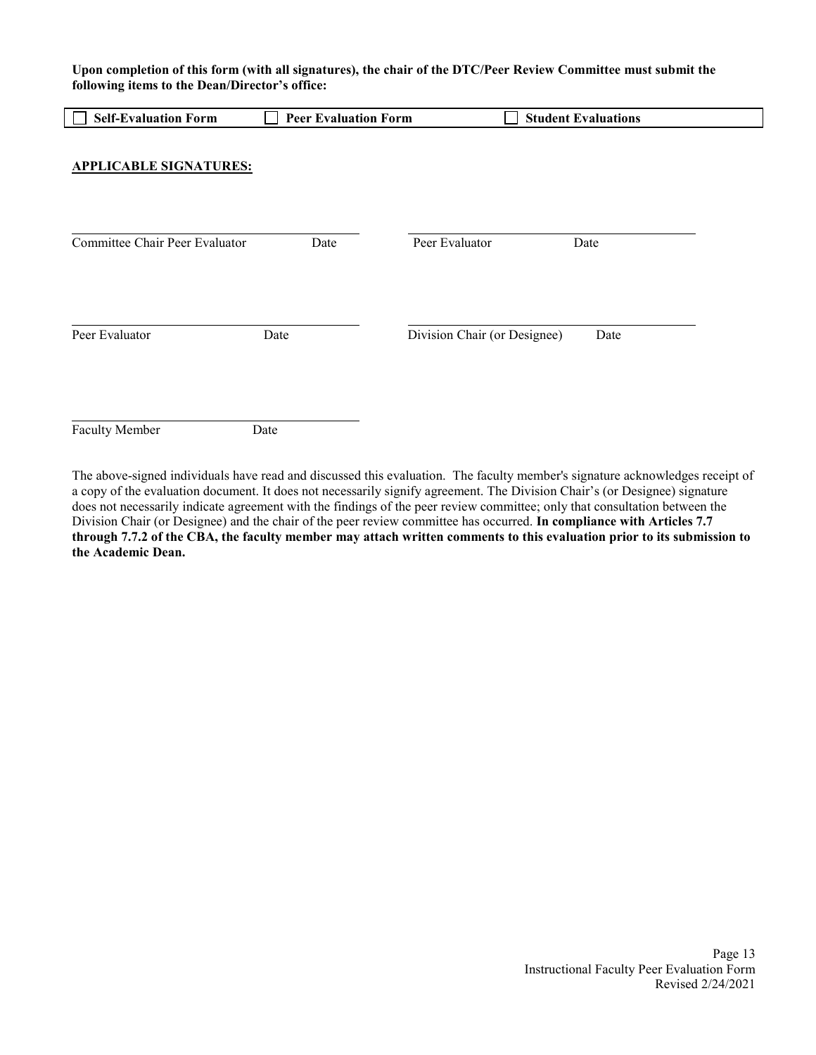**Upon completion of this form (with all signatures), the chair of the DTC/Peer Review Committee must submit the following items to the Dean/Director's office:**

| | | |
|---|---|---|
| ☐ **Self-Evaluation Form** | ☐ **Peer Evaluation Form** | ☐ **Student Evaluations** |

**<u>APPLICABLE SIGNATURES:</u>**

| | |
|---|---|
| ______________________________ | ______________________________ |
| Committee Chair Peer Evaluator Date | Peer Evaluator Date |
| ______________________________ | ______________________________ |
| Peer Evaluator Date | Division Chair (or Designee) Date |
| ______________________________ | |
| Faculty Member Date | |

The above-signed individuals have read and discussed this evaluation. The faculty member's signature acknowledges receipt of a copy of the evaluation document. It does not necessarily signify agreement. The Division Chair's (or Designee) signature does not necessarily indicate agreement with the findings of the peer review committee; only that consultation between the Division Chair (or Designee) and the chair of the peer review committee has occurred. **In compliance with Articles 7.7 through 7.7.2 of the CBA, the faculty member may attach written comments to this evaluation prior to its submission to the Academic Dean.**